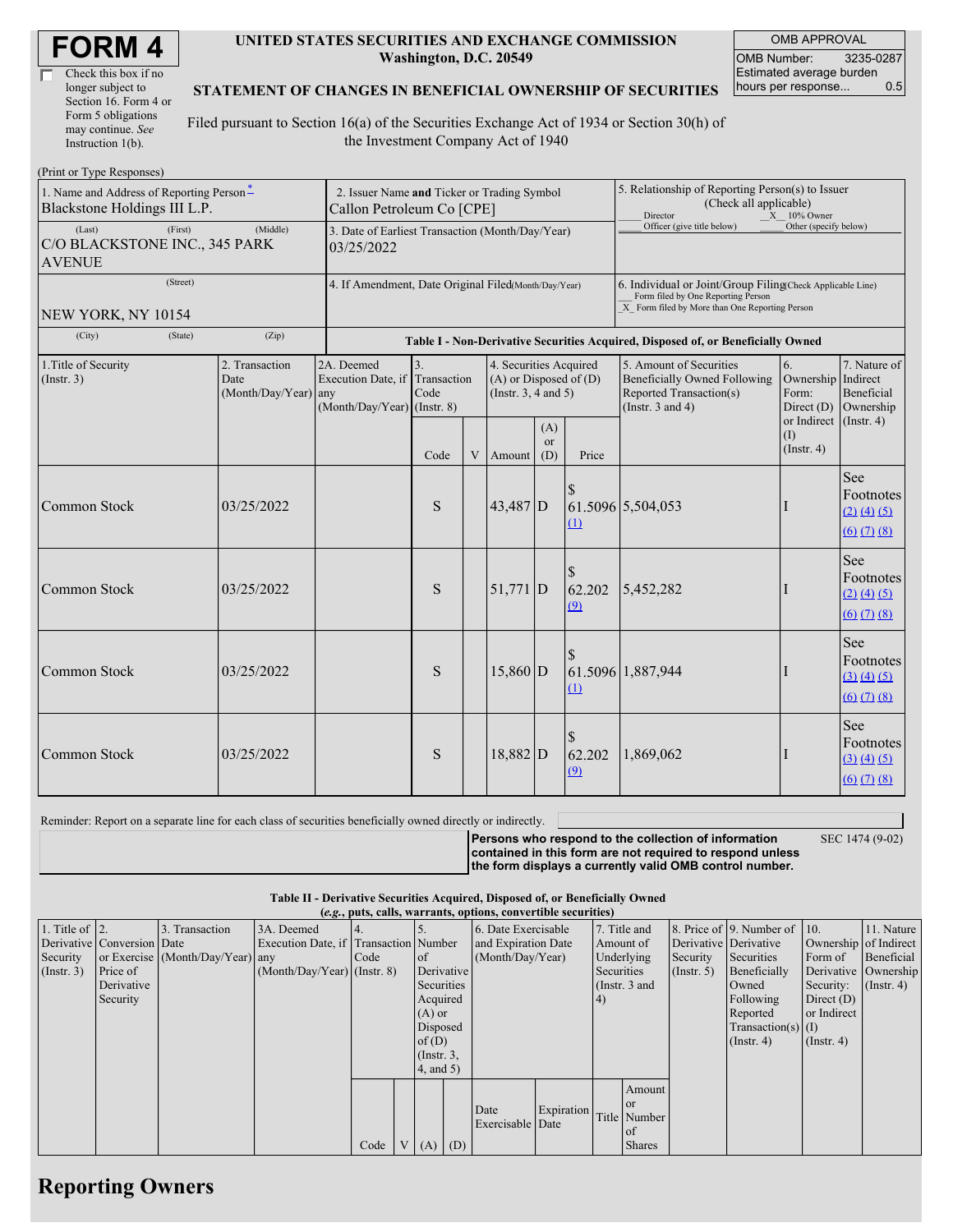# FORM 4

☐ Check this box if no longer subject to Section 16. Form 4 or Form 5 obligations may continue. *See* Instruction 1(b).

**UNITED STATES SECURITIES AND EXCHANGE COMMISSION**
**Washington, D.C. 20549**

**STATEMENT OF CHANGES IN BENEFICIAL OWNERSHIP OF SECURITIES**

Filed pursuant to Section 16(a) of the Securities Exchange Act of 1934 or Section 30(h) of the Investment Company Act of 1940

| OMB APPROVAL | |
|---|---|
| OMB Number: | 3235-0287 |
| Estimated average burden hours per response... | 0.5 |

(Print or Type Responses)

| 1. Name and Address of Reporting Person * | 2. Issuer Name and Ticker or Trading Symbol | 5. Relationship of Reporting Person(s) to Issuer (Check all applicable) |
|---|---|---|
| Blackstone Holdings III L.P. | Callon Petroleum Co [CPE] | ___ Director   _X_ 10% Owner   ___ Officer (give title below)   ___ Other (specify below) |
| (Last) (First) (Middle) C/O BLACKSTONE INC., 345 PARK AVENUE | 3. Date of Earliest Transaction (Month/Day/Year) 03/25/2022 | |
| (Street) NEW YORK, NY 10154 | 4. If Amendment, Date Original Filed (Month/Day/Year) | 6. Individual or Joint/Group Filing (Check Applicable Line) ___ Form filed by One Reporting Person _X_ Form filed by More than One Reporting Person |
| (City) (State) (Zip) | | |

**Table I - Non-Derivative Securities Acquired, Disposed of, or Beneficially Owned**

| 1.Title of Security (Instr. 3) | 2. Transaction Date (Month/Day/Year) | 2A. Deemed Execution Date, if any (Month/Day/Year) | 3. Transaction Code (Instr. 8) | | 4. Securities Acquired (A) or Disposed of (D) (Instr. 3, 4 and 5) | | | 5. Amount of Securities Beneficially Owned Following Reported Transaction(s) (Instr. 3 and 4) | 6. Ownership Form: Direct (D) or Indirect (I) (Instr. 4) | 7. Nature of Indirect Beneficial Ownership (Instr. 4) |
|---|---|---|---|---|---|---|---|---|---|---|
| | | | Code | V | Amount | (A) or (D) | Price | | | |
| Common Stock | 03/25/2022 | | S | | 43,487 | D | $ 61.5096 (1) | 5,504,053 | I | See Footnotes (2) (4) (5) (6) (7) (8) |
| Common Stock | 03/25/2022 | | S | | 51,771 | D | $ 62.202 (9) | 5,452,282 | I | See Footnotes (2) (4) (5) (6) (7) (8) |
| Common Stock | 03/25/2022 | | S | | 15,860 | D | $ 61.5096 (1) | 1,887,944 | I | See Footnotes (3) (4) (5) (6) (7) (8) |
| Common Stock | 03/25/2022 | | S | | 18,882 | D | $ 62.202 (9) | 1,869,062 | I | See Footnotes (3) (4) (5) (6) (7) (8) |

Reminder: Report on a separate line for each class of securities beneficially owned directly or indirectly.

**Persons who respond to the collection of information contained in this form are not required to respond unless the form displays a currently valid OMB control number.** SEC 1474 (9-02)

**Table II - Derivative Securities Acquired, Disposed of, or Beneficially Owned**
**(*e.g.*, puts, calls, warrants, options, convertible securities)**

| 1. Title of Derivative Security (Instr. 3) | 2. Conversion or Exercise Price of Derivative Security | 3. Transaction Date (Month/Day/Year) | 3A. Deemed Execution Date, if any (Month/Day/Year) | 4. Transaction Code (Instr. 8) | | 5. Number of Derivative Securities Acquired (A) or Disposed of (D) (Instr. 3, 4, and 5) | | 6. Date Exercisable and Expiration Date (Month/Day/Year) | | 7. Title and Amount of Underlying Securities (Instr. 3 and 4) | | 8. Price of Derivative Security (Instr. 5) | 9. Number of Derivative Securities Beneficially Owned Following Reported Transaction(s) (Instr. 4) | 10. Ownership Form of Derivative Security: Direct (D) or Indirect (I) (Instr. 4) | 11. Nature of Indirect Beneficial Ownership (Instr. 4) |
|---|---|---|---|---|---|---|---|---|---|---|---|---|---|---|---|
| | | | | Code | V | (A) | (D) | Date Exercisable | Expiration Date | Title | Amount or Number of Shares | | | | |

## Reporting Owners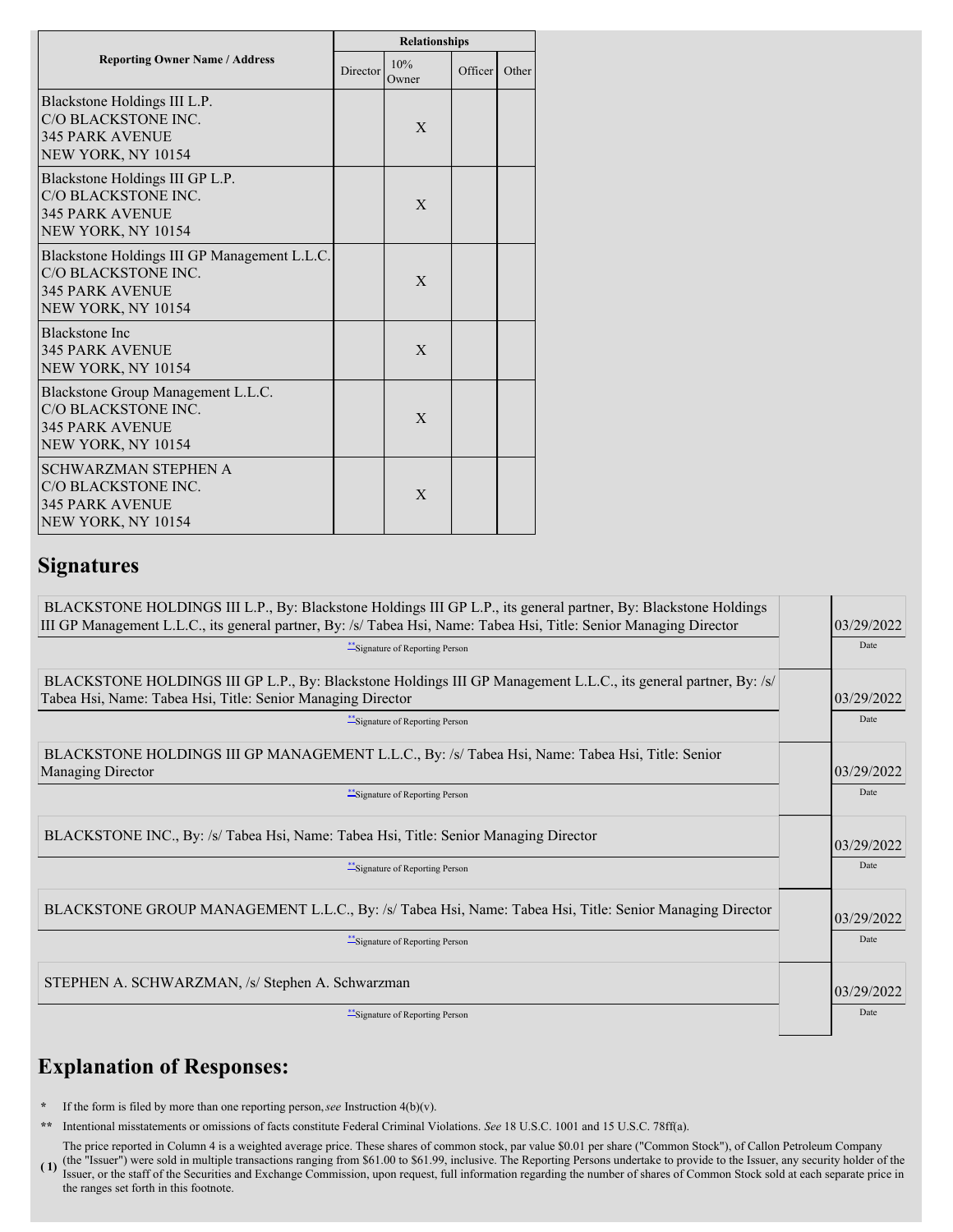| Reporting Owner Name / Address | Relationships | | | |
|---|---|---|---|---|
| | Director | 10% Owner | Officer | Other |
| Blackstone Holdings III L.P.<br>C/O BLACKSTONE INC.<br>345 PARK AVENUE<br>NEW YORK, NY 10154 | | X | | |
| Blackstone Holdings III GP L.P.<br>C/O BLACKSTONE INC.<br>345 PARK AVENUE<br>NEW YORK, NY 10154 | | X | | |
| Blackstone Holdings III GP Management L.L.C.<br>C/O BLACKSTONE INC.<br>345 PARK AVENUE<br>NEW YORK, NY 10154 | | X | | |
| Blackstone Inc<br>345 PARK AVENUE<br>NEW YORK, NY 10154 | | X | | |
| Blackstone Group Management L.L.C.<br>C/O BLACKSTONE INC.<br>345 PARK AVENUE<br>NEW YORK, NY 10154 | | X | | |
| SCHWARZMAN STEPHEN A<br>C/O BLACKSTONE INC.<br>345 PARK AVENUE<br>NEW YORK, NY 10154 | | X | | |

## Signatures

| | |
|---|---|
| BLACKSTONE HOLDINGS III L.P., By: Blackstone Holdings III GP L.P., its general partner, By: Blackstone Holdings III GP Management L.L.C., its general partner, By: /s/ Tabea Hsi, Name: Tabea Hsi, Title: Senior Managing Director | 03/29/2022 |
| **Signature of Reporting Person | Date |
| BLACKSTONE HOLDINGS III GP L.P., By: Blackstone Holdings III GP Management L.L.C., its general partner, By: /s/ Tabea Hsi, Name: Tabea Hsi, Title: Senior Managing Director | 03/29/2022 |
| **Signature of Reporting Person | Date |
| BLACKSTONE HOLDINGS III GP MANAGEMENT L.L.C., By: /s/ Tabea Hsi, Name: Tabea Hsi, Title: Senior Managing Director | 03/29/2022 |
| **Signature of Reporting Person | Date |
| BLACKSTONE INC., By: /s/ Tabea Hsi, Name: Tabea Hsi, Title: Senior Managing Director | 03/29/2022 |
| **Signature of Reporting Person | Date |
| BLACKSTONE GROUP MANAGEMENT L.L.C., By: /s/ Tabea Hsi, Name: Tabea Hsi, Title: Senior Managing Director | 03/29/2022 |
| **Signature of Reporting Person | Date |
| STEPHEN A. SCHWARZMAN, /s/ Stephen A. Schwarzman | 03/29/2022 |
| **Signature of Reporting Person | Date |

## Explanation of Responses:

\* If the form is filed by more than one reporting person, *see* Instruction 4(b)(v).

** Intentional misstatements or omissions of facts constitute Federal Criminal Violations. *See* 18 U.S.C. 1001 and 15 U.S.C. 78ff(a).

(1) The price reported in Column 4 is a weighted average price. These shares of common stock, par value $0.01 per share ("Common Stock"), of Callon Petroleum Company (the "Issuer") were sold in multiple transactions ranging from $61.00 to $61.99, inclusive. The Reporting Persons undertake to provide to the Issuer, any security holder of the Issuer, or the staff of the Securities and Exchange Commission, upon request, full information regarding the number of shares of Common Stock sold at each separate price in the ranges set forth in this footnote.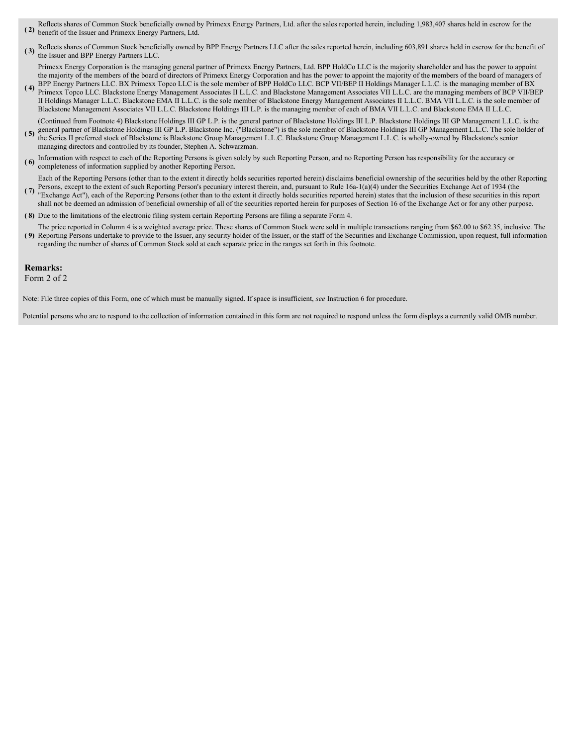( 2 ) Reflects shares of Common Stock beneficially owned by Primexx Energy Partners, Ltd. after the sales reported herein, including 1,983,407 shares held in escrow for the benefit of the Issuer and Primexx Energy Partners, Ltd.

( 3 ) Reflects shares of Common Stock beneficially owned by BPP Energy Partners LLC after the sales reported herein, including 603,891 shares held in escrow for the benefit of the Issuer and BPP Energy Partners LLC.

( 4 ) Primexx Energy Corporation is the managing general partner of Primexx Energy Partners, Ltd. BPP HoldCo LLC is the majority shareholder and has the power to appoint the majority of the members of the board of directors of Primexx Energy Corporation and has the power to appoint the majority of the members of the board of managers of BPP Energy Partners LLC. BX Primexx Topco LLC is the sole member of BPP HoldCo LLC. BCP VII/BEP II Holdings Manager L.L.C. is the managing member of BX Primexx Topco LLC. Blackstone Energy Management Associates II L.L.C. and Blackstone Management Associates VII L.L.C. are the managing members of BCP VII/BEP II Holdings Manager L.L.C. Blackstone EMA II L.L.C. is the sole member of Blackstone Energy Management Associates II L.L.C. BMA VII L.L.C. is the sole member of Blackstone Management Associates VII L.L.C. Blackstone Holdings III L.P. is the managing member of each of BMA VII L.L.C. and Blackstone EMA II L.L.C.

( 5 ) (Continued from Footnote 4) Blackstone Holdings III GP L.P. is the general partner of Blackstone Holdings III L.P. Blackstone Holdings III GP Management L.L.C. is the general partner of Blackstone Holdings III GP L.P. Blackstone Inc. ("Blackstone") is the sole member of Blackstone Holdings III GP Management L.L.C. The sole holder of the Series II preferred stock of Blackstone is Blackstone Group Management L.L.C. Blackstone Group Management L.L.C. is wholly-owned by Blackstone's senior managing directors and controlled by its founder, Stephen A. Schwarzman.

( 6 ) Information with respect to each of the Reporting Persons is given solely by such Reporting Person, and no Reporting Person has responsibility for the accuracy or completeness of information supplied by another Reporting Person.

( 7 ) Each of the Reporting Persons (other than to the extent it directly holds securities reported herein) disclaims beneficial ownership of the securities held by the other Reporting Persons, except to the extent of such Reporting Person's pecuniary interest therein, and, pursuant to Rule 16a-1(a)(4) under the Securities Exchange Act of 1934 (the "Exchange Act"), each of the Reporting Persons (other than to the extent it directly holds securities reported herein) states that the inclusion of these securities in this report shall not be deemed an admission of beneficial ownership of all of the securities reported herein for purposes of Section 16 of the Exchange Act or for any other purpose.

( 8 ) Due to the limitations of the electronic filing system certain Reporting Persons are filing a separate Form 4.

( 9 ) The price reported in Column 4 is a weighted average price. These shares of Common Stock were sold in multiple transactions ranging from $62.00 to $62.35, inclusive. The Reporting Persons undertake to provide to the Issuer, any security holder of the Issuer, or the staff of the Securities and Exchange Commission, upon request, full information regarding the number of shares of Common Stock sold at each separate price in the ranges set forth in this footnote.

**Remarks:**
Form 2 of 2

Note: File three copies of this Form, one of which must be manually signed. If space is insufficient, *see* Instruction 6 for procedure.

Potential persons who are to respond to the collection of information contained in this form are not required to respond unless the form displays a currently valid OMB number.